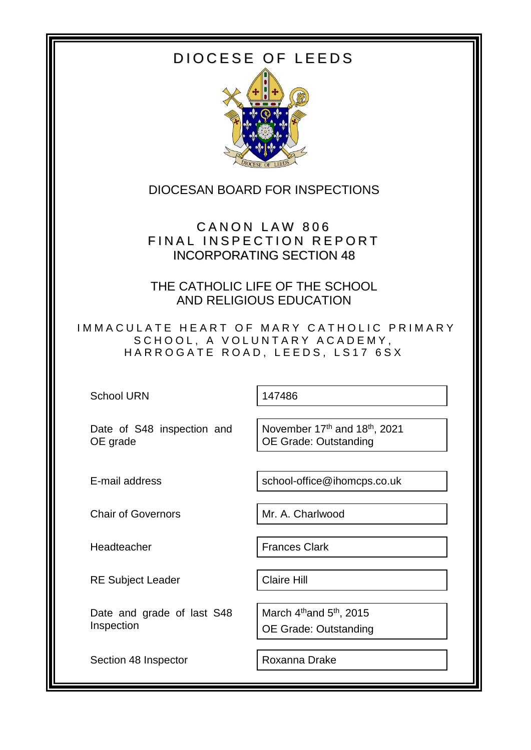# DIOCESE OF LEEDS

## DIOCESAN BOARD FOR INSPECTIONS

## CANON LAW 806
## FINAL INSPECTION REPORT
## INCORPORATING SECTION 48

## THE CATHOLIC LIFE OF THE SCHOOL AND RELIGIOUS EDUCATION

### IMMACULATE HEART OF MARY CATHOLIC PRIMARY SCHOOL, A VOLUNTARY ACADEMY, HARROGATE ROAD, LEEDS, LS17 6SX

| | |
|---|---|
| School URN | 147486 |
| Date of S48 inspection and OE grade | November 17th and 18th, 2021<br>OE Grade: Outstanding |
| E-mail address | school-office@ihomcps.co.uk |
| Chair of Governors | Mr. A. Charlwood |
| Headteacher | Frances Clark |
| RE Subject Leader | Claire Hill |
| Date and grade of last S48 Inspection | March 4th and 5th, 2015<br>OE Grade: Outstanding |
| Section 48 Inspector | Roxanna Drake |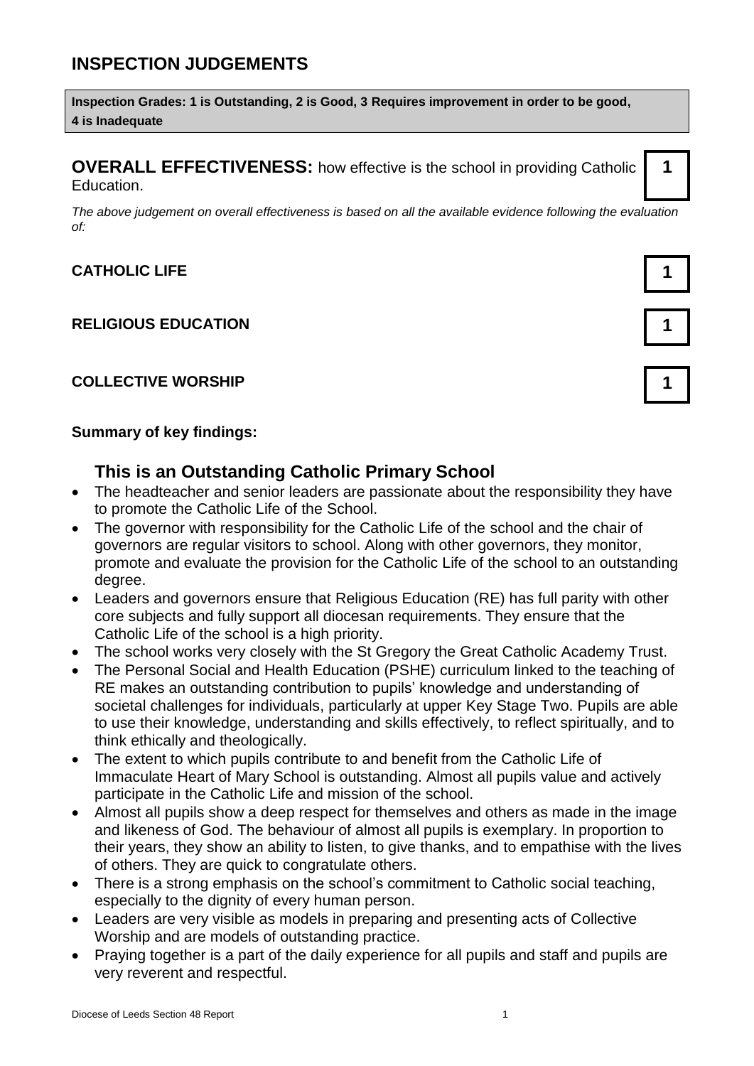## INSPECTION JUDGEMENTS

**Inspection Grades: 1 is Outstanding, 2 is Good, 3 Requires improvement in order to be good, 4 is Inadequate**

| | |
|---|---|
| **OVERALL EFFECTIVENESS:** how effective is the school in providing Catholic Education. | **1** |

*The above judgement on overall effectiveness is based on all the available evidence following the evaluation of:*

| | |
|---|---|
| **CATHOLIC LIFE** | **1** |
| **RELIGIOUS EDUCATION** | **1** |
| **COLLECTIVE WORSHIP** | **1** |

**Summary of key findings:**

### This is an Outstanding Catholic Primary School

- The headteacher and senior leaders are passionate about the responsibility they have to promote the Catholic Life of the School.
- The governor with responsibility for the Catholic Life of the school and the chair of governors are regular visitors to school. Along with other governors, they monitor, promote and evaluate the provision for the Catholic Life of the school to an outstanding degree.
- Leaders and governors ensure that Religious Education (RE) has full parity with other core subjects and fully support all diocesan requirements. They ensure that the Catholic Life of the school is a high priority.
- The school works very closely with the St Gregory the Great Catholic Academy Trust.
- The Personal Social and Health Education (PSHE) curriculum linked to the teaching of RE makes an outstanding contribution to pupils' knowledge and understanding of societal challenges for individuals, particularly at upper Key Stage Two. Pupils are able to use their knowledge, understanding and skills effectively, to reflect spiritually, and to think ethically and theologically.
- The extent to which pupils contribute to and benefit from the Catholic Life of Immaculate Heart of Mary School is outstanding. Almost all pupils value and actively participate in the Catholic Life and mission of the school.
- Almost all pupils show a deep respect for themselves and others as made in the image and likeness of God. The behaviour of almost all pupils is exemplary. In proportion to their years, they show an ability to listen, to give thanks, and to empathise with the lives of others. They are quick to congratulate others.
- There is a strong emphasis on the school's commitment to Catholic social teaching, especially to the dignity of every human person.
- Leaders are very visible as models in preparing and presenting acts of Collective Worship and are models of outstanding practice.
- Praying together is a part of the daily experience for all pupils and staff and pupils are very reverent and respectful.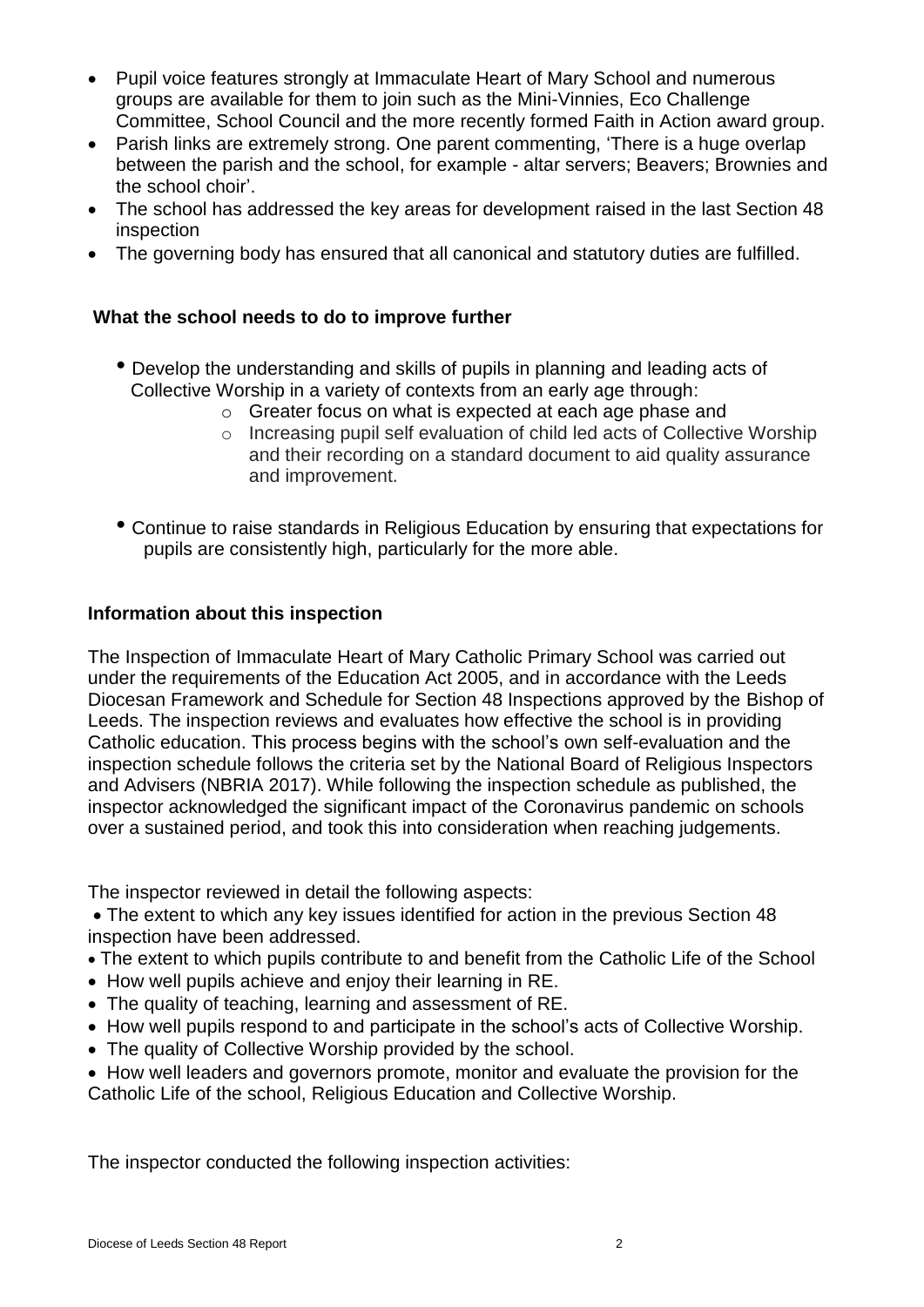- Pupil voice features strongly at Immaculate Heart of Mary School and numerous groups are available for them to join such as the Mini-Vinnies, Eco Challenge Committee, School Council and the more recently formed Faith in Action award group.
- Parish links are extremely strong. One parent commenting, 'There is a huge overlap between the parish and the school, for example - altar servers; Beavers; Brownies and the school choir'.
- The school has addressed the key areas for development raised in the last Section 48 inspection
- The governing body has ensured that all canonical and statutory duties are fulfilled.

### What the school needs to do to improve further

- Develop the understanding and skills of pupils in planning and leading acts of Collective Worship in a variety of contexts from an early age through:
  - Greater focus on what is expected at each age phase and
  - Increasing pupil self evaluation of child led acts of Collective Worship and their recording on a standard document to aid quality assurance and improvement.
- Continue to raise standards in Religious Education by ensuring that expectations for pupils are consistently high, particularly for the more able.

### Information about this inspection

The Inspection of Immaculate Heart of Mary Catholic Primary School was carried out under the requirements of the Education Act 2005, and in accordance with the Leeds Diocesan Framework and Schedule for Section 48 Inspections approved by the Bishop of Leeds. The inspection reviews and evaluates how effective the school is in providing Catholic education. This process begins with the school's own self-evaluation and the inspection schedule follows the criteria set by the National Board of Religious Inspectors and Advisers (NBRIA 2017). While following the inspection schedule as published, the inspector acknowledged the significant impact of the Coronavirus pandemic on schools over a sustained period, and took this into consideration when reaching judgements.

The inspector reviewed in detail the following aspects:

- The extent to which any key issues identified for action in the previous Section 48 inspection have been addressed.
- The extent to which pupils contribute to and benefit from the Catholic Life of the School
- How well pupils achieve and enjoy their learning in RE.
- The quality of teaching, learning and assessment of RE.
- How well pupils respond to and participate in the school's acts of Collective Worship.
- The quality of Collective Worship provided by the school.
- How well leaders and governors promote, monitor and evaluate the provision for the Catholic Life of the school, Religious Education and Collective Worship.

The inspector conducted the following inspection activities: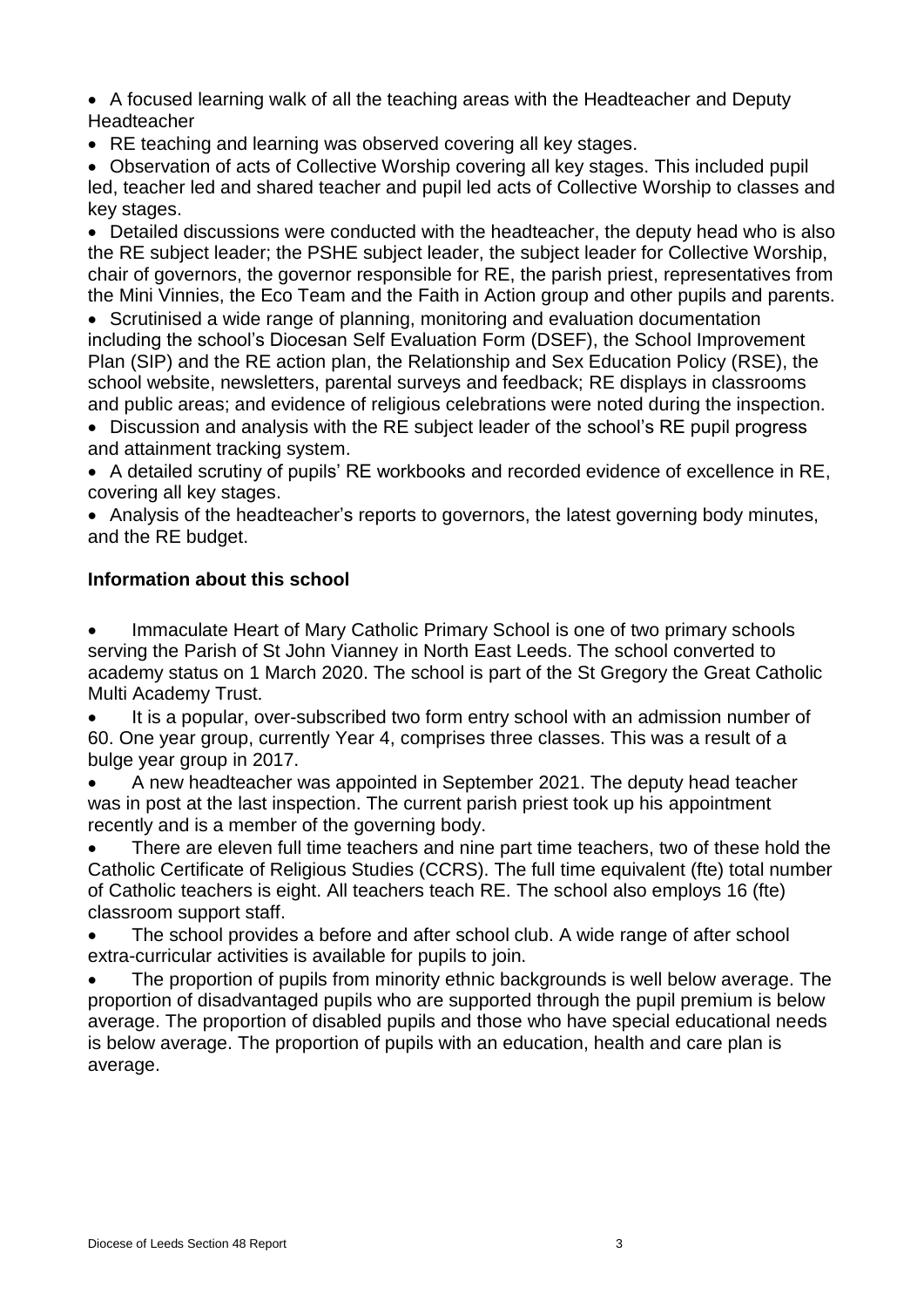- A focused learning walk of all the teaching areas with the Headteacher and Deputy Headteacher
- RE teaching and learning was observed covering all key stages.
- Observation of acts of Collective Worship covering all key stages. This included pupil led, teacher led and shared teacher and pupil led acts of Collective Worship to classes and key stages.
- Detailed discussions were conducted with the headteacher, the deputy head who is also the RE subject leader; the PSHE subject leader, the subject leader for Collective Worship, chair of governors, the governor responsible for RE, the parish priest, representatives from the Mini Vinnies, the Eco Team and the Faith in Action group and other pupils and parents.
- Scrutinised a wide range of planning, monitoring and evaluation documentation including the school's Diocesan Self Evaluation Form (DSEF), the School Improvement Plan (SIP) and the RE action plan, the Relationship and Sex Education Policy (RSE), the school website, newsletters, parental surveys and feedback; RE displays in classrooms and public areas; and evidence of religious celebrations were noted during the inspection.
- Discussion and analysis with the RE subject leader of the school's RE pupil progress and attainment tracking system.
- A detailed scrutiny of pupils' RE workbooks and recorded evidence of excellence in RE, covering all key stages.
- Analysis of the headteacher's reports to governors, the latest governing body minutes, and the RE budget.

## Information about this school

- Immaculate Heart of Mary Catholic Primary School is one of two primary schools serving the Parish of St John Vianney in North East Leeds. The school converted to academy status on 1 March 2020. The school is part of the St Gregory the Great Catholic Multi Academy Trust.
- It is a popular, over-subscribed two form entry school with an admission number of 60. One year group, currently Year 4, comprises three classes. This was a result of a bulge year group in 2017.
- A new headteacher was appointed in September 2021. The deputy head teacher was in post at the last inspection. The current parish priest took up his appointment recently and is a member of the governing body.
- There are eleven full time teachers and nine part time teachers, two of these hold the Catholic Certificate of Religious Studies (CCRS). The full time equivalent (fte) total number of Catholic teachers is eight. All teachers teach RE. The school also employs 16 (fte) classroom support staff.
- The school provides a before and after school club. A wide range of after school extra-curricular activities is available for pupils to join.
- The proportion of pupils from minority ethnic backgrounds is well below average. The proportion of disadvantaged pupils who are supported through the pupil premium is below average. The proportion of disabled pupils and those who have special educational needs is below average. The proportion of pupils with an education, health and care plan is average.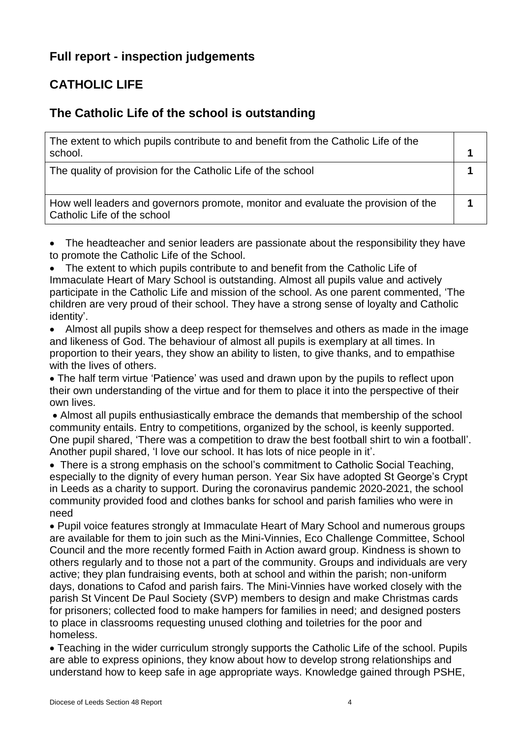## Full report - inspection judgements

## CATHOLIC LIFE

## The Catholic Life of the school is outstanding

| | |
|---|---|
| The extent to which pupils contribute to and benefit from the Catholic Life of the school. | 1 |
| The quality of provision for the Catholic Life of the school | 1 |
| How well leaders and governors promote, monitor and evaluate the provision of the Catholic Life of the school | 1 |

- The headteacher and senior leaders are passionate about the responsibility they have to promote the Catholic Life of the School.
- The extent to which pupils contribute to and benefit from the Catholic Life of Immaculate Heart of Mary School is outstanding. Almost all pupils value and actively participate in the Catholic Life and mission of the school. As one parent commented, 'The children are very proud of their school. They have a strong sense of loyalty and Catholic identity'.
- Almost all pupils show a deep respect for themselves and others as made in the image and likeness of God. The behaviour of almost all pupils is exemplary at all times. In proportion to their years, they show an ability to listen, to give thanks, and to empathise with the lives of others.
- The half term virtue 'Patience' was used and drawn upon by the pupils to reflect upon their own understanding of the virtue and for them to place it into the perspective of their own lives.
- Almost all pupils enthusiastically embrace the demands that membership of the school community entails. Entry to competitions, organized by the school, is keenly supported. One pupil shared, 'There was a competition to draw the best football shirt to win a football'. Another pupil shared, 'I love our school. It has lots of nice people in it'.
- There is a strong emphasis on the school's commitment to Catholic Social Teaching, especially to the dignity of every human person. Year Six have adopted St George's Crypt in Leeds as a charity to support. During the coronavirus pandemic 2020-2021, the school community provided food and clothes banks for school and parish families who were in need
- Pupil voice features strongly at Immaculate Heart of Mary School and numerous groups are available for them to join such as the Mini-Vinnies, Eco Challenge Committee, School Council and the more recently formed Faith in Action award group. Kindness is shown to others regularly and to those not a part of the community. Groups and individuals are very active; they plan fundraising events, both at school and within the parish; non-uniform days, donations to Cafod and parish fairs. The Mini-Vinnies have worked closely with the parish St Vincent De Paul Society (SVP) members to design and make Christmas cards for prisoners; collected food to make hampers for families in need; and designed posters to place in classrooms requesting unused clothing and toiletries for the poor and homeless.
- Teaching in the wider curriculum strongly supports the Catholic Life of the school. Pupils are able to express opinions, they know about how to develop strong relationships and understand how to keep safe in age appropriate ways. Knowledge gained through PSHE,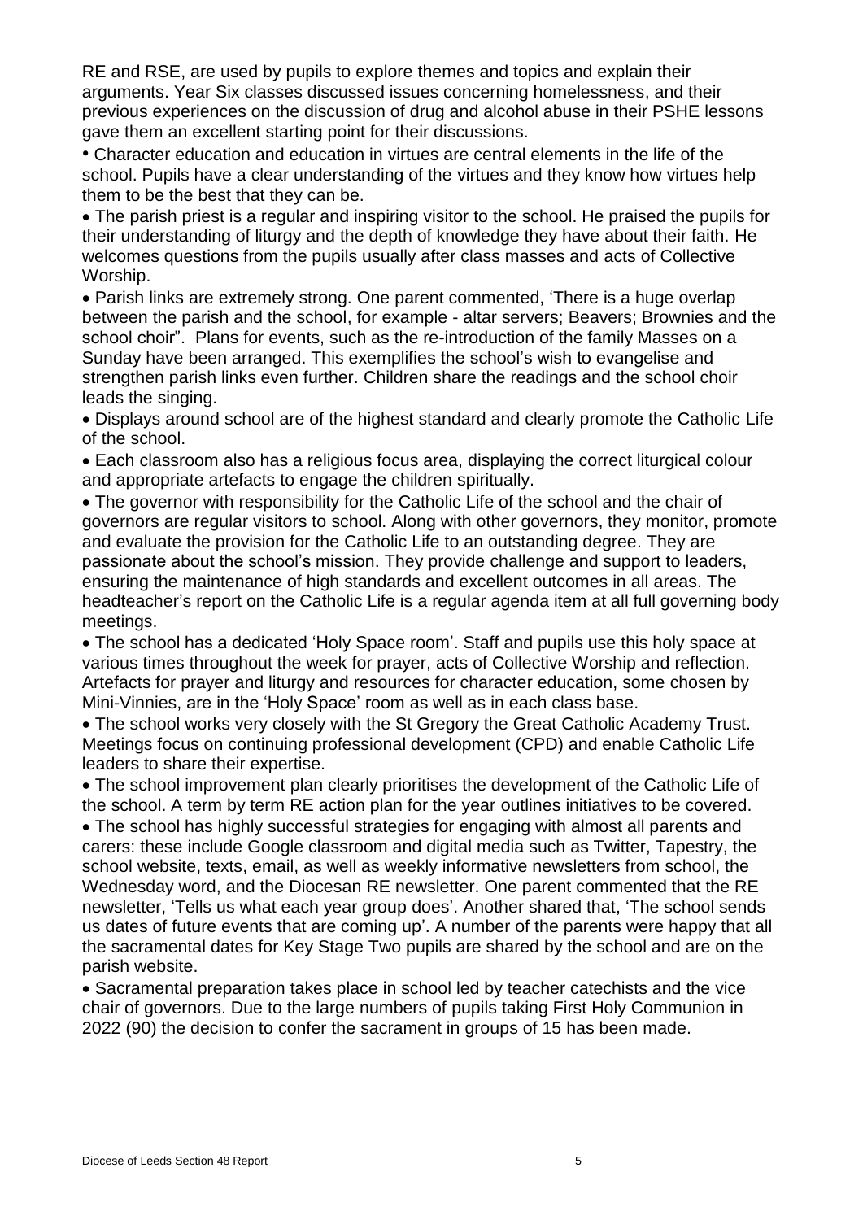RE and RSE, are used by pupils to explore themes and topics and explain their arguments. Year Six classes discussed issues concerning homelessness, and their previous experiences on the discussion of drug and alcohol abuse in their PSHE lessons gave them an excellent starting point for their discussions.

- Character education and education in virtues are central elements in the life of the school. Pupils have a clear understanding of the virtues and they know how virtues help them to be the best that they can be.
- The parish priest is a regular and inspiring visitor to the school. He praised the pupils for their understanding of liturgy and the depth of knowledge they have about their faith. He welcomes questions from the pupils usually after class masses and acts of Collective Worship.
- Parish links are extremely strong. One parent commented, 'There is a huge overlap between the parish and the school, for example - altar servers; Beavers; Brownies and the school choir". Plans for events, such as the re-introduction of the family Masses on a Sunday have been arranged. This exemplifies the school's wish to evangelise and strengthen parish links even further. Children share the readings and the school choir leads the singing.
- Displays around school are of the highest standard and clearly promote the Catholic Life of the school.
- Each classroom also has a religious focus area, displaying the correct liturgical colour and appropriate artefacts to engage the children spiritually.
- The governor with responsibility for the Catholic Life of the school and the chair of governors are regular visitors to school. Along with other governors, they monitor, promote and evaluate the provision for the Catholic Life to an outstanding degree. They are passionate about the school's mission. They provide challenge and support to leaders, ensuring the maintenance of high standards and excellent outcomes in all areas. The headteacher's report on the Catholic Life is a regular agenda item at all full governing body meetings.
- The school has a dedicated 'Holy Space room'. Staff and pupils use this holy space at various times throughout the week for prayer, acts of Collective Worship and reflection. Artefacts for prayer and liturgy and resources for character education, some chosen by Mini-Vinnies, are in the 'Holy Space' room as well as in each class base.
- The school works very closely with the St Gregory the Great Catholic Academy Trust. Meetings focus on continuing professional development (CPD) and enable Catholic Life leaders to share their expertise.
- The school improvement plan clearly prioritises the development of the Catholic Life of the school. A term by term RE action plan for the year outlines initiatives to be covered.
- The school has highly successful strategies for engaging with almost all parents and carers: these include Google classroom and digital media such as Twitter, Tapestry, the school website, texts, email, as well as weekly informative newsletters from school, the Wednesday word, and the Diocesan RE newsletter. One parent commented that the RE newsletter, 'Tells us what each year group does'. Another shared that, 'The school sends us dates of future events that are coming up'. A number of the parents were happy that all the sacramental dates for Key Stage Two pupils are shared by the school and are on the parish website.
- Sacramental preparation takes place in school led by teacher catechists and the vice chair of governors. Due to the large numbers of pupils taking First Holy Communion in 2022 (90) the decision to confer the sacrament in groups of 15 has been made.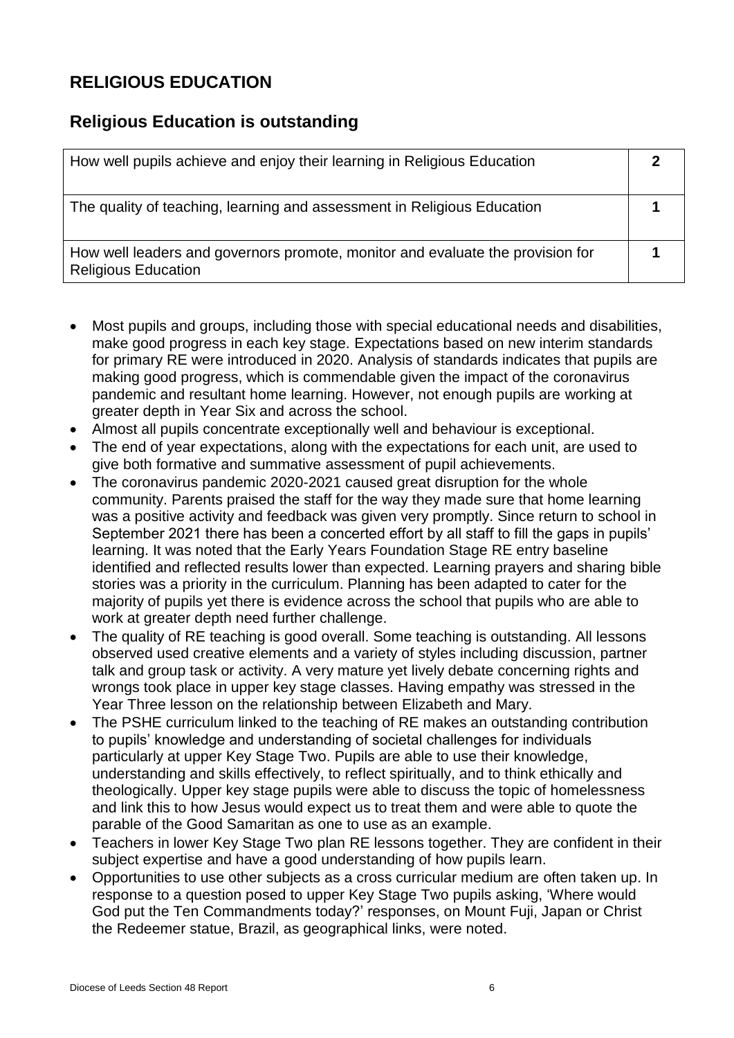## RELIGIOUS EDUCATION

### Religious Education is outstanding

| | |
|---|---|
| How well pupils achieve and enjoy their learning in Religious Education | **2** |
| The quality of teaching, learning and assessment in Religious Education | **1** |
| How well leaders and governors promote, monitor and evaluate the provision for Religious Education | **1** |

- Most pupils and groups, including those with special educational needs and disabilities, make good progress in each key stage. Expectations based on new interim standards for primary RE were introduced in 2020. Analysis of standards indicates that pupils are making good progress, which is commendable given the impact of the coronavirus pandemic and resultant home learning. However, not enough pupils are working at greater depth in Year Six and across the school.
- Almost all pupils concentrate exceptionally well and behaviour is exceptional.
- The end of year expectations, along with the expectations for each unit, are used to give both formative and summative assessment of pupil achievements.
- The coronavirus pandemic 2020-2021 caused great disruption for the whole community. Parents praised the staff for the way they made sure that home learning was a positive activity and feedback was given very promptly. Since return to school in September 2021 there has been a concerted effort by all staff to fill the gaps in pupils' learning. It was noted that the Early Years Foundation Stage RE entry baseline identified and reflected results lower than expected. Learning prayers and sharing bible stories was a priority in the curriculum. Planning has been adapted to cater for the majority of pupils yet there is evidence across the school that pupils who are able to work at greater depth need further challenge.
- The quality of RE teaching is good overall. Some teaching is outstanding. All lessons observed used creative elements and a variety of styles including discussion, partner talk and group task or activity. A very mature yet lively debate concerning rights and wrongs took place in upper key stage classes. Having empathy was stressed in the Year Three lesson on the relationship between Elizabeth and Mary.
- The PSHE curriculum linked to the teaching of RE makes an outstanding contribution to pupils' knowledge and understanding of societal challenges for individuals particularly at upper Key Stage Two. Pupils are able to use their knowledge, understanding and skills effectively, to reflect spiritually, and to think ethically and theologically. Upper key stage pupils were able to discuss the topic of homelessness and link this to how Jesus would expect us to treat them and were able to quote the parable of the Good Samaritan as one to use as an example.
- Teachers in lower Key Stage Two plan RE lessons together. They are confident in their subject expertise and have a good understanding of how pupils learn.
- Opportunities to use other subjects as a cross curricular medium are often taken up. In response to a question posed to upper Key Stage Two pupils asking, 'Where would God put the Ten Commandments today?' responses, on Mount Fuji, Japan or Christ the Redeemer statue, Brazil, as geographical links, were noted.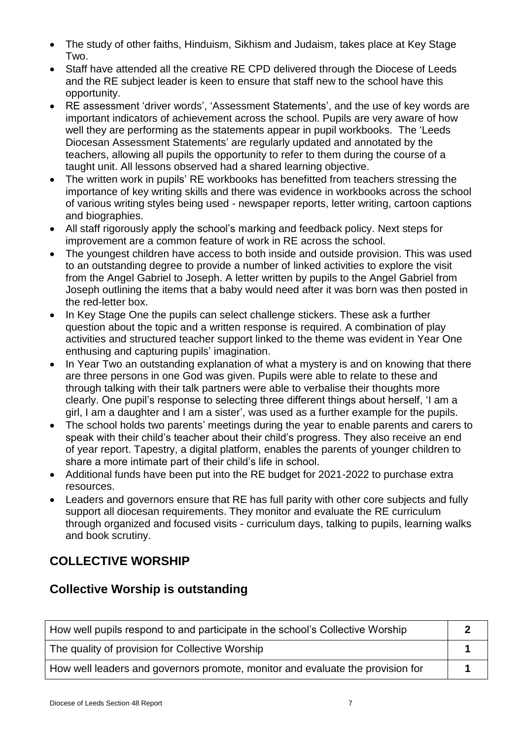- The study of other faiths, Hinduism, Sikhism and Judaism, takes place at Key Stage Two.
- Staff have attended all the creative RE CPD delivered through the Diocese of Leeds and the RE subject leader is keen to ensure that staff new to the school have this opportunity.
- RE assessment 'driver words', 'Assessment Statements', and the use of key words are important indicators of achievement across the school. Pupils are very aware of how well they are performing as the statements appear in pupil workbooks. The 'Leeds Diocesan Assessment Statements' are regularly updated and annotated by the teachers, allowing all pupils the opportunity to refer to them during the course of a taught unit. All lessons observed had a shared learning objective.
- The written work in pupils' RE workbooks has benefitted from teachers stressing the importance of key writing skills and there was evidence in workbooks across the school of various writing styles being used - newspaper reports, letter writing, cartoon captions and biographies.
- All staff rigorously apply the school's marking and feedback policy. Next steps for improvement are a common feature of work in RE across the school.
- The youngest children have access to both inside and outside provision. This was used to an outstanding degree to provide a number of linked activities to explore the visit from the Angel Gabriel to Joseph. A letter written by pupils to the Angel Gabriel from Joseph outlining the items that a baby would need after it was born was then posted in the red-letter box.
- In Key Stage One the pupils can select challenge stickers. These ask a further question about the topic and a written response is required. A combination of play activities and structured teacher support linked to the theme was evident in Year One enthusing and capturing pupils' imagination.
- In Year Two an outstanding explanation of what a mystery is and on knowing that there are three persons in one God was given. Pupils were able to relate to these and through talking with their talk partners were able to verbalise their thoughts more clearly. One pupil's response to selecting three different things about herself, 'I am a girl, I am a daughter and I am a sister', was used as a further example for the pupils.
- The school holds two parents' meetings during the year to enable parents and carers to speak with their child's teacher about their child's progress. They also receive an end of year report. Tapestry, a digital platform, enables the parents of younger children to share a more intimate part of their child's life in school.
- Additional funds have been put into the RE budget for 2021-2022 to purchase extra resources.
- Leaders and governors ensure that RE has full parity with other core subjects and fully support all diocesan requirements. They monitor and evaluate the RE curriculum through organized and focused visits - curriculum days, talking to pupils, learning walks and book scrutiny.

## COLLECTIVE WORSHIP

## Collective Worship is outstanding

| | |
|---|---|
| How well pupils respond to and participate in the school's Collective Worship | **2** |
| The quality of provision for Collective Worship | **1** |
| How well leaders and governors promote, monitor and evaluate the provision for | **1** |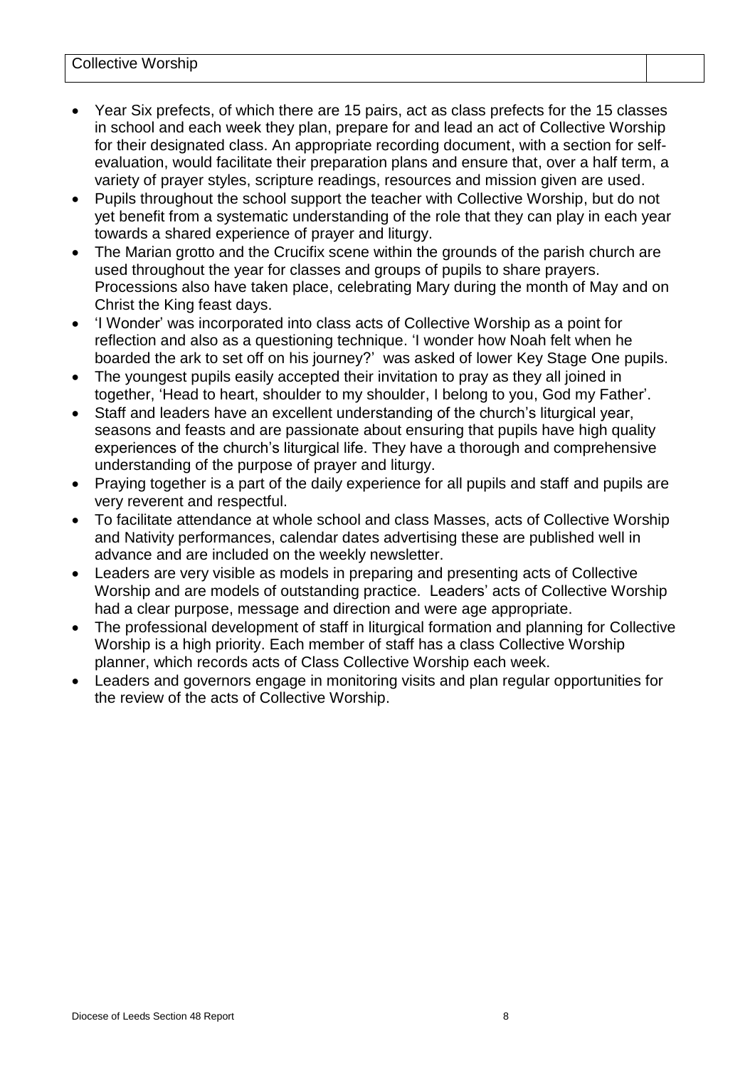| Collective Worship | |
|---|---|

- Year Six prefects, of which there are 15 pairs, act as class prefects for the 15 classes in school and each week they plan, prepare for and lead an act of Collective Worship for their designated class. An appropriate recording document, with a section for self-evaluation, would facilitate their preparation plans and ensure that, over a half term, a variety of prayer styles, scripture readings, resources and mission given are used.
- Pupils throughout the school support the teacher with Collective Worship, but do not yet benefit from a systematic understanding of the role that they can play in each year towards a shared experience of prayer and liturgy.
- The Marian grotto and the Crucifix scene within the grounds of the parish church are used throughout the year for classes and groups of pupils to share prayers. Processions also have taken place, celebrating Mary during the month of May and on Christ the King feast days.
- 'I Wonder' was incorporated into class acts of Collective Worship as a point for reflection and also as a questioning technique. 'I wonder how Noah felt when he boarded the ark to set off on his journey?' was asked of lower Key Stage One pupils.
- The youngest pupils easily accepted their invitation to pray as they all joined in together, 'Head to heart, shoulder to my shoulder, I belong to you, God my Father'.
- Staff and leaders have an excellent understanding of the church's liturgical year, seasons and feasts and are passionate about ensuring that pupils have high quality experiences of the church's liturgical life. They have a thorough and comprehensive understanding of the purpose of prayer and liturgy.
- Praying together is a part of the daily experience for all pupils and staff and pupils are very reverent and respectful.
- To facilitate attendance at whole school and class Masses, acts of Collective Worship and Nativity performances, calendar dates advertising these are published well in advance and are included on the weekly newsletter.
- Leaders are very visible as models in preparing and presenting acts of Collective Worship and are models of outstanding practice. Leaders' acts of Collective Worship had a clear purpose, message and direction and were age appropriate.
- The professional development of staff in liturgical formation and planning for Collective Worship is a high priority. Each member of staff has a class Collective Worship planner, which records acts of Class Collective Worship each week.
- Leaders and governors engage in monitoring visits and plan regular opportunities for the review of the acts of Collective Worship.